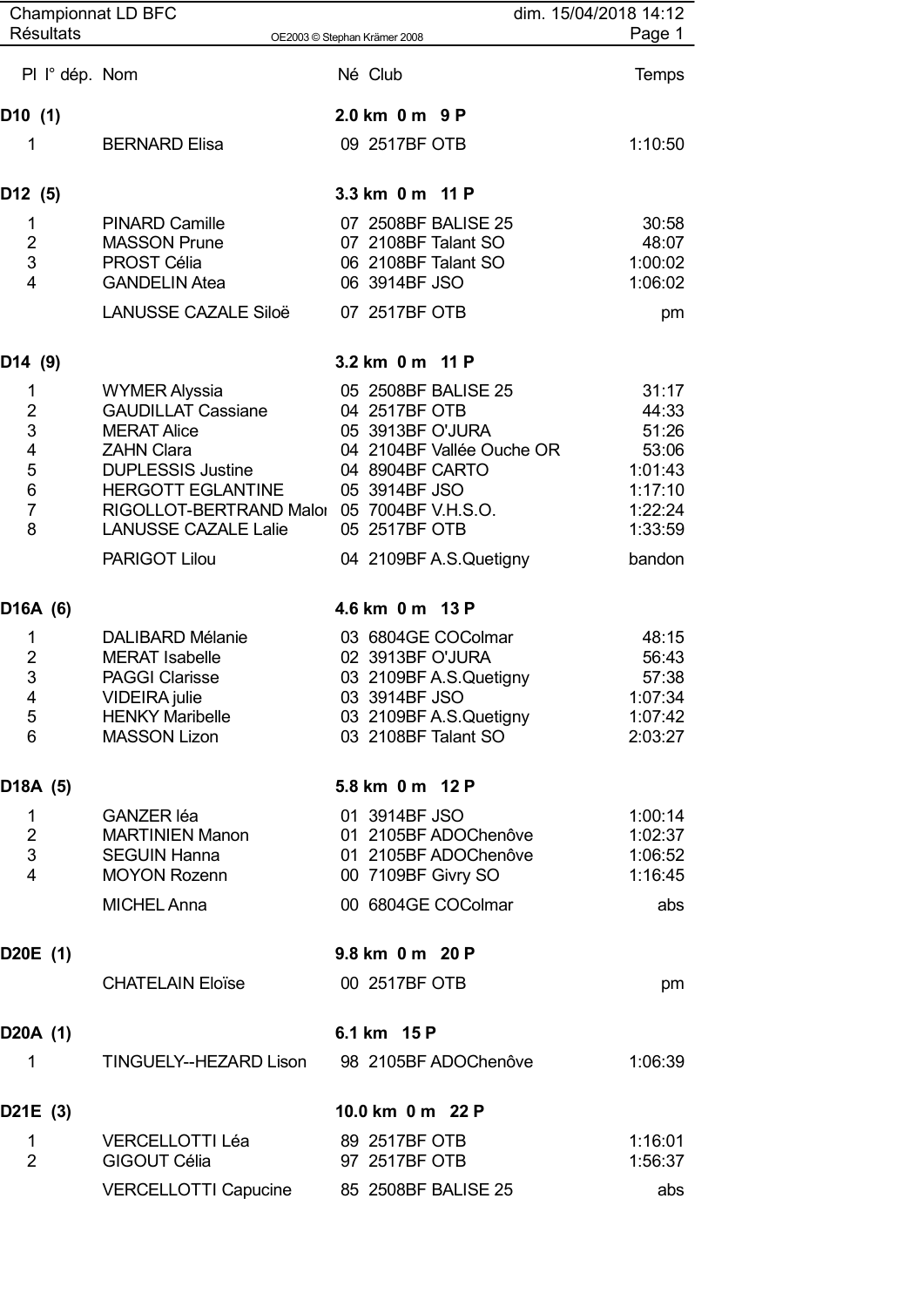Championnat LD BFC — Résultats — dim. 15/04/2018 14:12

OE2003 © Stephan Krämer 2008

| Pl | l° dép. | Nom | Né | Club | Temps |
|---|---|---|---|---|---|
| **D10 (1)** | | | | **2.0 km 0 m 9 P** | |
| 1 | | BERNARD Elisa | 09 | 2517BF OTB | 1:10:50 |
| **D12 (5)** | | | | **3.3 km 0 m 11 P** | |
| 1 | | PINARD Camille | 07 | 2508BF BALISE 25 | 30:58 |
| 2 | | MASSON Prune | 07 | 2108BF Talant SO | 48:07 |
| 3 | | PROST Célia | 06 | 2108BF Talant SO | 1:00:02 |
| 4 | | GANDELIN Atea | 06 | 3914BF JSO | 1:06:02 |
| | | LANUSSE CAZALE Siloë | 07 | 2517BF OTB | pm |
| **D14 (9)** | | | | **3.2 km 0 m 11 P** | |
| 1 | | WYMER Alyssia | 05 | 2508BF BALISE 25 | 31:17 |
| 2 | | GAUDILLAT Cassiane | 04 | 2517BF OTB | 44:33 |
| 3 | | MERAT Alice | 05 | 3913BF O'JURA | 51:26 |
| 4 | | ZAHN Clara | 04 | 2104BF Vallée Ouche OR | 53:06 |
| 5 | | DUPLESSIS Justine | 04 | 8904BF CARTO | 1:01:43 |
| 6 | | HERGOTT EGLANTINE | 05 | 3914BF JSO | 1:17:10 |
| 7 | | RIGOLLOT-BERTRAND Malor | 05 | 7004BF V.H.S.O. | 1:22:24 |
| 8 | | LANUSSE CAZALE Lalie | 05 | 2517BF OTB | 1:33:59 |
| | | PARIGOT Lilou | 04 | 2109BF A.S.Quetigny | bandon |
| **D16A (6)** | | | | **4.6 km 0 m 13 P** | |
| 1 | | DALIBARD Mélanie | 03 | 6804GE COColmar | 48:15 |
| 2 | | MERAT Isabelle | 02 | 3913BF O'JURA | 56:43 |
| 3 | | PAGGI Clarisse | 03 | 2109BF A.S.Quetigny | 57:38 |
| 4 | | VIDEIRA julie | 03 | 3914BF JSO | 1:07:34 |
| 5 | | HENKY Maribelle | 03 | 2109BF A.S.Quetigny | 1:07:42 |
| 6 | | MASSON Lizon | 03 | 2108BF Talant SO | 2:03:27 |
| **D18A (5)** | | | | **5.8 km 0 m 12 P** | |
| 1 | | GANZER léa | 01 | 3914BF JSO | 1:00:14 |
| 2 | | MARTINIEN Manon | 01 | 2105BF ADOChenôve | 1:02:37 |
| 3 | | SEGUIN Hanna | 01 | 2105BF ADOChenôve | 1:06:52 |
| 4 | | MOYON Rozenn | 00 | 7109BF Givry SO | 1:16:45 |
| | | MICHEL Anna | 00 | 6804GE COColmar | abs |
| **D20E (1)** | | | | **9.8 km 0 m 20 P** | |
| | | CHATELAIN Eloïse | 00 | 2517BF OTB | pm |
| **D20A (1)** | | | | **6.1 km 15 P** | |
| 1 | | TINGUELY--HEZARD Lison | 98 | 2105BF ADOChenôve | 1:06:39 |
| **D21E (3)** | | | | **10.0 km 0 m 22 P** | |
| 1 | | VERCELLOTTI Léa | 89 | 2517BF OTB | 1:16:01 |
| 2 | | GIGOUT Célia | 97 | 2517BF OTB | 1:56:37 |
| | | VERCELLOTTI Capucine | 85 | 2508BF BALISE 25 | abs |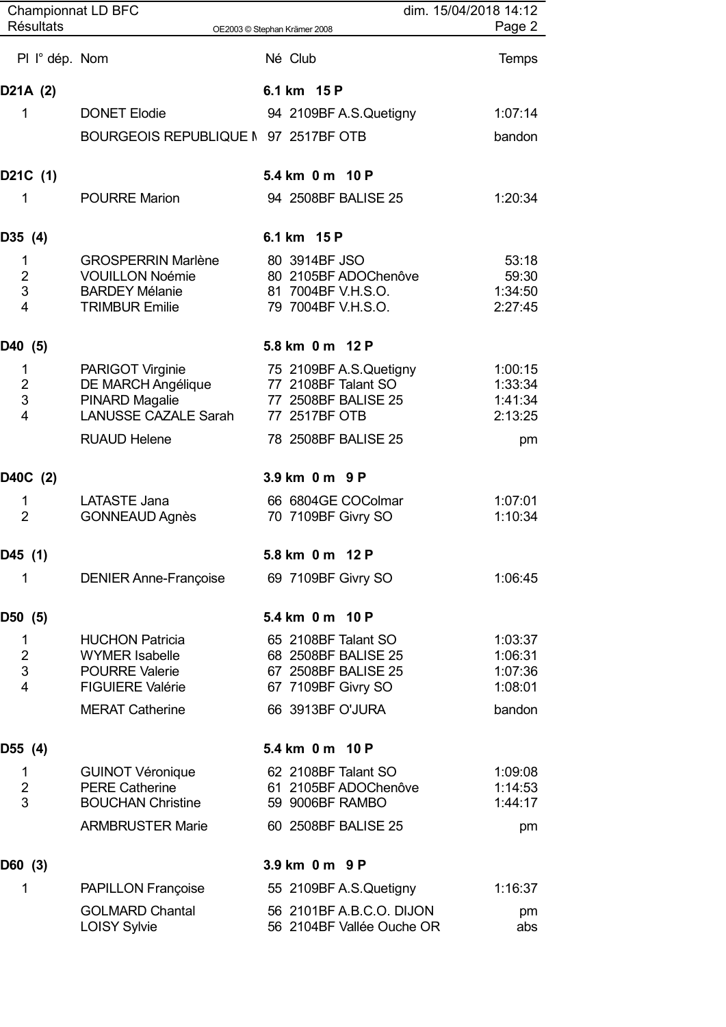| Pl | I° dép. | Nom | Né | Club | Temps |
|---|---|---|---|---|---|
| **D21A (2)** | | | **6.1 km 15 P** | | |
| 1 | | DONET Elodie | 94 | 2109BF A.S.Quetigny | 1:07:14 |
| | | BOURGEOIS REPUBLIQUE M | 97 | 2517BF OTB | bandon |
| **D21C (1)** | | | **5.4 km 0 m 10 P** | | |
| 1 | | POURRE Marion | 94 | 2508BF BALISE 25 | 1:20:34 |
| **D35 (4)** | | | **6.1 km 15 P** | | |
| 1 | | GROSPERRIN Marlène | 80 | 3914BF JSO | 53:18 |
| 2 | | VOUILLON Noémie | 80 | 2105BF ADOChenôve | 59:30 |
| 3 | | BARDEY Mélanie | 81 | 7004BF V.H.S.O. | 1:34:50 |
| 4 | | TRIMBUR Emilie | 79 | 7004BF V.H.S.O. | 2:27:45 |
| **D40 (5)** | | | **5.8 km 0 m 12 P** | | |
| 1 | | PARIGOT Virginie | 75 | 2109BF A.S.Quetigny | 1:00:15 |
| 2 | | DE MARCH Angélique | 77 | 2108BF Talant SO | 1:33:34 |
| 3 | | PINARD Magalie | 77 | 2508BF BALISE 25 | 1:41:34 |
| 4 | | LANUSSE CAZALE Sarah | 77 | 2517BF OTB | 2:13:25 |
| | | RUAUD Helene | 78 | 2508BF BALISE 25 | pm |
| **D40C (2)** | | | **3.9 km 0 m 9 P** | | |
| 1 | | LATASTE Jana | 66 | 6804GE COColmar | 1:07:01 |
| 2 | | GONNEAUD Agnès | 70 | 7109BF Givry SO | 1:10:34 |
| **D45 (1)** | | | **5.8 km 0 m 12 P** | | |
| 1 | | DENIER Anne-Françoise | 69 | 7109BF Givry SO | 1:06:45 |
| **D50 (5)** | | | **5.4 km 0 m 10 P** | | |
| 1 | | HUCHON Patricia | 65 | 2108BF Talant SO | 1:03:37 |
| 2 | | WYMER Isabelle | 68 | 2508BF BALISE 25 | 1:06:31 |
| 3 | | POURRE Valerie | 67 | 2508BF BALISE 25 | 1:07:36 |
| 4 | | FIGUIERE Valérie | 67 | 7109BF Givry SO | 1:08:01 |
| | | MERAT Catherine | 66 | 3913BF O'JURA | bandon |
| **D55 (4)** | | | **5.4 km 0 m 10 P** | | |
| 1 | | GUINOT Véronique | 62 | 2108BF Talant SO | 1:09:08 |
| 2 | | PERE Catherine | 61 | 2105BF ADOChenôve | 1:14:53 |
| 3 | | BOUCHAN Christine | 59 | 9006BF RAMBO | 1:44:17 |
| | | ARMBRUSTER Marie | 60 | 2508BF BALISE 25 | pm |
| **D60 (3)** | | | **3.9 km 0 m 9 P** | | |
| 1 | | PAPILLON Françoise | 55 | 2109BF A.S.Quetigny | 1:16:37 |
| | | GOLMARD Chantal | 56 | 2101BF A.B.C.O. DIJON | pm |
| | | LOISY Sylvie | 56 | 2104BF Vallée Ouche OR | abs |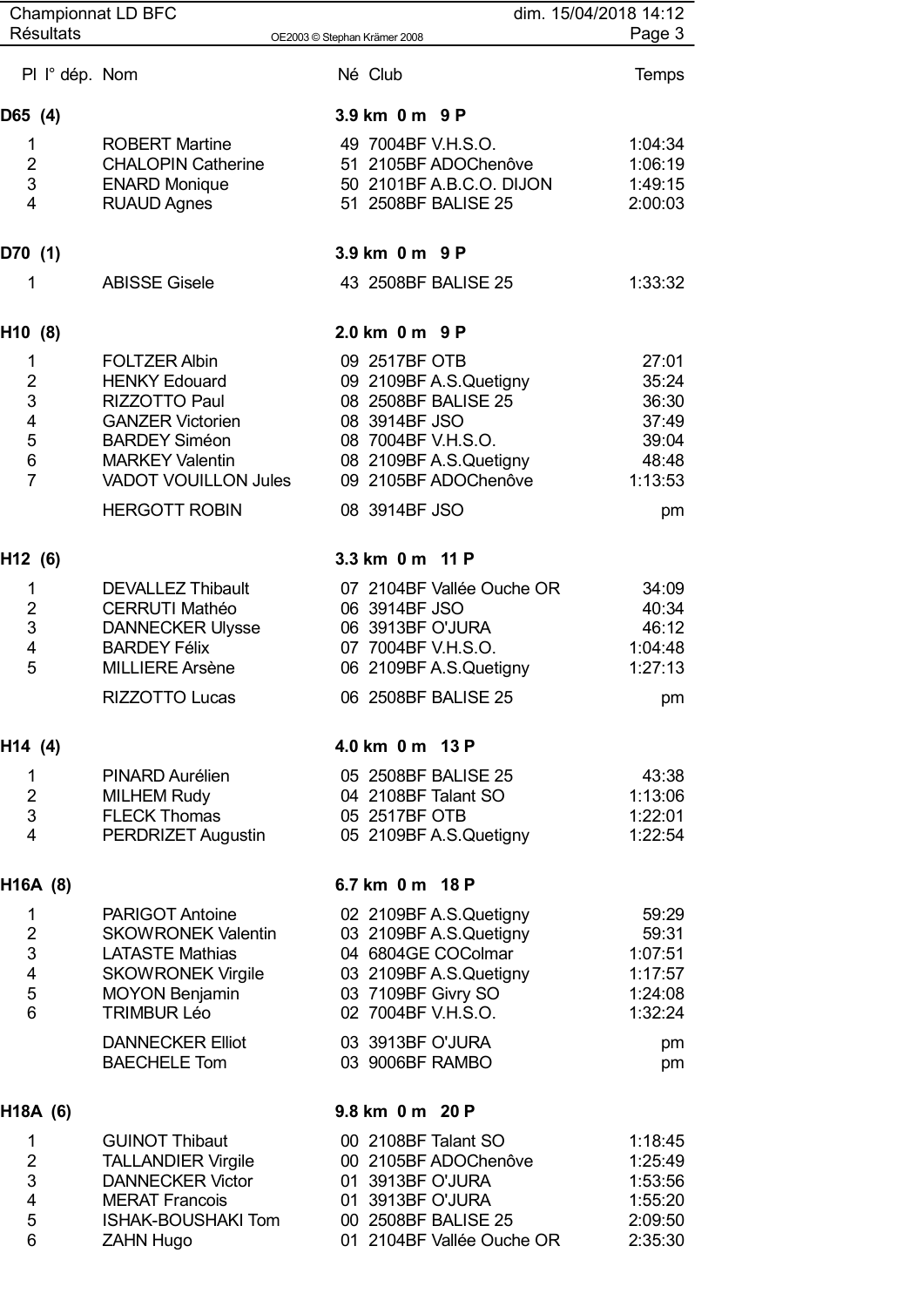| Pl | I° dép. | Nom | Né | Club | Temps |
|---|---|---|---|---|---|
| **D65 (4)** | | | | **3.9 km 0 m 9 P** | |
| 1 | | ROBERT Martine | 49 | 7004BF V.H.S.O. | 1:04:34 |
| 2 | | CHALOPIN Catherine | 51 | 2105BF ADOChenôve | 1:06:19 |
| 3 | | ENARD Monique | 50 | 2101BF A.B.C.O. DIJON | 1:49:15 |
| 4 | | RUAUD Agnes | 51 | 2508BF BALISE 25 | 2:00:03 |
| **D70 (1)** | | | | **3.9 km 0 m 9 P** | |
| 1 | | ABISSE Gisele | 43 | 2508BF BALISE 25 | 1:33:32 |
| **H10 (8)** | | | | **2.0 km 0 m 9 P** | |
| 1 | | FOLTZER Albin | 09 | 2517BF OTB | 27:01 |
| 2 | | HENKY Edouard | 09 | 2109BF A.S.Quetigny | 35:24 |
| 3 | | RIZZOTTO Paul | 08 | 2508BF BALISE 25 | 36:30 |
| 4 | | GANZER Victorien | 08 | 3914BF JSO | 37:49 |
| 5 | | BARDEY Siméon | 08 | 7004BF V.H.S.O. | 39:04 |
| 6 | | MARKEY Valentin | 08 | 2109BF A.S.Quetigny | 48:48 |
| 7 | | VADOT VOUILLON Jules | 09 | 2105BF ADOChenôve | 1:13:53 |
| | | HERGOTT ROBIN | 08 | 3914BF JSO | pm |
| **H12 (6)** | | | | **3.3 km 0 m 11 P** | |
| 1 | | DEVALLEZ Thibault | 07 | 2104BF Vallée Ouche OR | 34:09 |
| 2 | | CERRUTI Mathéo | 06 | 3914BF JSO | 40:34 |
| 3 | | DANNECKER Ulysse | 06 | 3913BF O'JURA | 46:12 |
| 4 | | BARDEY Félix | 07 | 7004BF V.H.S.O. | 1:04:48 |
| 5 | | MILLIERE Arsène | 06 | 2109BF A.S.Quetigny | 1:27:13 |
| | | RIZZOTTO Lucas | 06 | 2508BF BALISE 25 | pm |
| **H14 (4)** | | | | **4.0 km 0 m 13 P** | |
| 1 | | PINARD Aurélien | 05 | 2508BF BALISE 25 | 43:38 |
| 2 | | MILHEM Rudy | 04 | 2108BF Talant SO | 1:13:06 |
| 3 | | FLECK Thomas | 05 | 2517BF OTB | 1:22:01 |
| 4 | | PERDRIZET Augustin | 05 | 2109BF A.S.Quetigny | 1:22:54 |
| **H16A (8)** | | | | **6.7 km 0 m 18 P** | |
| 1 | | PARIGOT Antoine | 02 | 2109BF A.S.Quetigny | 59:29 |
| 2 | | SKOWRONEK Valentin | 03 | 2109BF A.S.Quetigny | 59:31 |
| 3 | | LATASTE Mathias | 04 | 6804GE COColmar | 1:07:51 |
| 4 | | SKOWRONEK Virgile | 03 | 2109BF A.S.Quetigny | 1:17:57 |
| 5 | | MOYON Benjamin | 03 | 7109BF Givry SO | 1:24:08 |
| 6 | | TRIMBUR Léo | 02 | 7004BF V.H.S.O. | 1:32:24 |
| | | DANNECKER Elliot | 03 | 3913BF O'JURA | pm |
| | | BAECHELE Tom | 03 | 9006BF RAMBO | pm |
| **H18A (6)** | | | | **9.8 km 0 m 20 P** | |
| 1 | | GUINOT Thibaut | 00 | 2108BF Talant SO | 1:18:45 |
| 2 | | TALLANDIER Virgile | 00 | 2105BF ADOChenôve | 1:25:49 |
| 3 | | DANNECKER Victor | 01 | 3913BF O'JURA | 1:53:56 |
| 4 | | MERAT Francois | 01 | 3913BF O'JURA | 1:55:20 |
| 5 | | ISHAK-BOUSHAKI Tom | 00 | 2508BF BALISE 25 | 2:09:50 |
| 6 | | ZAHN Hugo | 01 | 2104BF Vallée Ouche OR | 2:35:30 |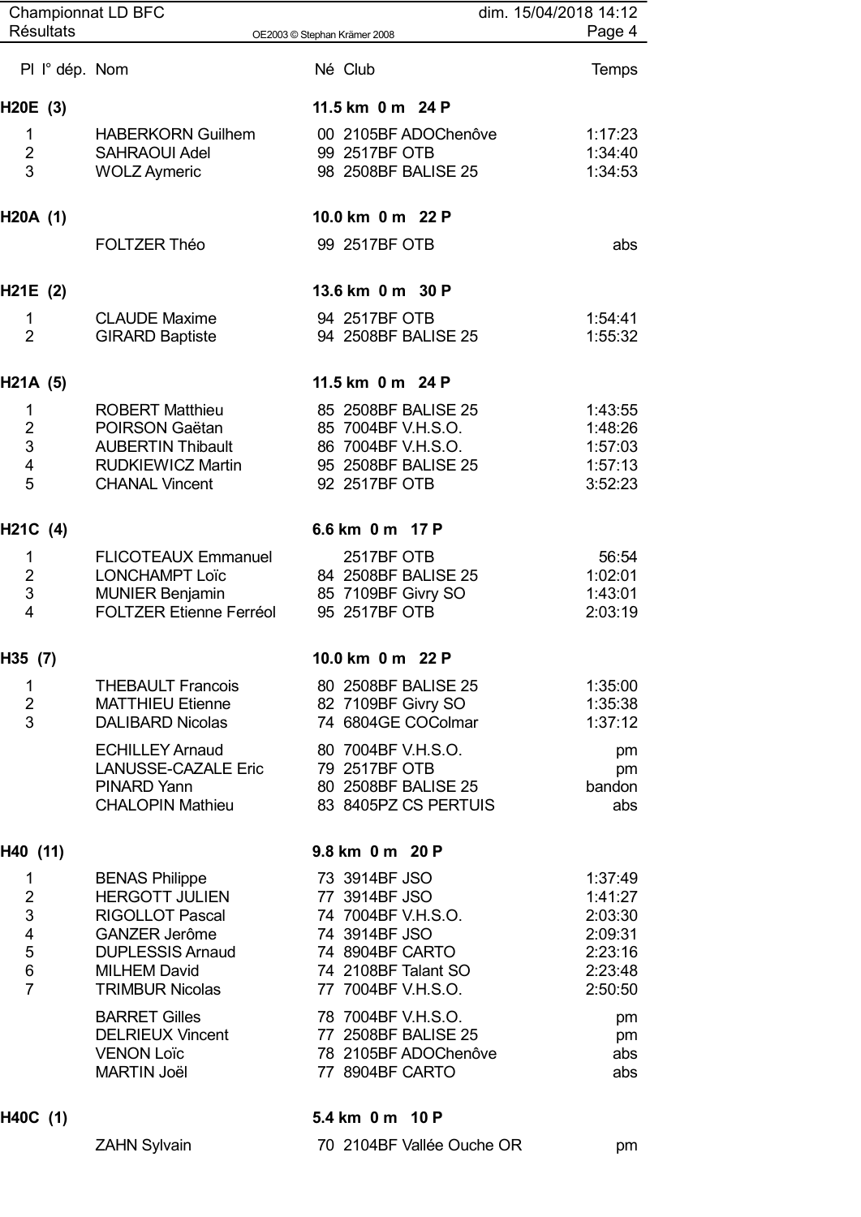| Pl | I° dép. | Nom | Né | Club | Temps |
|---|---|---|---|---|---|
| **H20E (3)** | | | | **11.5 km 0 m 24 P** | |
| 1 | | HABERKORN Guilhem | 00 | 2105BF ADOChenôve | 1:17:23 |
| 2 | | SAHRAOUI Adel | 99 | 2517BF OTB | 1:34:40 |
| 3 | | WOLZ Aymeric | 98 | 2508BF BALISE 25 | 1:34:53 |
| **H20A (1)** | | | | **10.0 km 0 m 22 P** | |
| | | FOLTZER Théo | 99 | 2517BF OTB | abs |
| **H21E (2)** | | | | **13.6 km 0 m 30 P** | |
| 1 | | CLAUDE Maxime | 94 | 2517BF OTB | 1:54:41 |
| 2 | | GIRARD Baptiste | 94 | 2508BF BALISE 25 | 1:55:32 |
| **H21A (5)** | | | | **11.5 km 0 m 24 P** | |
| 1 | | ROBERT Matthieu | 85 | 2508BF BALISE 25 | 1:43:55 |
| 2 | | POIRSON Gaëtan | 85 | 7004BF V.H.S.O. | 1:48:26 |
| 3 | | AUBERTIN Thibault | 86 | 7004BF V.H.S.O. | 1:57:03 |
| 4 | | RUDKIEWICZ Martin | 95 | 2508BF BALISE 25 | 1:57:13 |
| 5 | | CHANAL Vincent | 92 | 2517BF OTB | 3:52:23 |
| **H21C (4)** | | | | **6.6 km 0 m 17 P** | |
| 1 | | FLICOTEAUX Emmanuel | | 2517BF OTB | 56:54 |
| 2 | | LONCHAMPT Loïc | 84 | 2508BF BALISE 25 | 1:02:01 |
| 3 | | MUNIER Benjamin | 85 | 7109BF Givry SO | 1:43:01 |
| 4 | | FOLTZER Etienne Ferréol | 95 | 2517BF OTB | 2:03:19 |
| **H35 (7)** | | | | **10.0 km 0 m 22 P** | |
| 1 | | THEBAULT Francois | 80 | 2508BF BALISE 25 | 1:35:00 |
| 2 | | MATTHIEU Etienne | 82 | 7109BF Givry SO | 1:35:38 |
| 3 | | DALIBARD Nicolas | 74 | 6804GE COColmar | 1:37:12 |
| | | ECHILLEY Arnaud | 80 | 7004BF V.H.S.O. | pm |
| | | LANUSSE-CAZALE Eric | 79 | 2517BF OTB | pm |
| | | PINARD Yann | 80 | 2508BF BALISE 25 | bandon |
| | | CHALOPIN Mathieu | 83 | 8405PZ CS PERTUIS | abs |
| **H40 (11)** | | | | **9.8 km 0 m 20 P** | |
| 1 | | BENAS Philippe | 73 | 3914BF JSO | 1:37:49 |
| 2 | | HERGOTT JULIEN | 77 | 3914BF JSO | 1:41:27 |
| 3 | | RIGOLLOT Pascal | 74 | 7004BF V.H.S.O. | 2:03:30 |
| 4 | | GANZER Jerôme | 74 | 3914BF JSO | 2:09:31 |
| 5 | | DUPLESSIS Arnaud | 74 | 8904BF CARTO | 2:23:16 |
| 6 | | MILHEM David | 74 | 2108BF Talant SO | 2:23:48 |
| 7 | | TRIMBUR Nicolas | 77 | 7004BF V.H.S.O. | 2:50:50 |
| | | BARRET Gilles | 78 | 7004BF V.H.S.O. | pm |
| | | DELRIEUX Vincent | 77 | 2508BF BALISE 25 | pm |
| | | VENON Loïc | 78 | 2105BF ADOChenôve | abs |
| | | MARTIN Joël | 77 | 8904BF CARTO | abs |
| **H40C (1)** | | | | **5.4 km 0 m 10 P** | |
| | | ZAHN Sylvain | 70 | 2104BF Vallée Ouche OR | pm |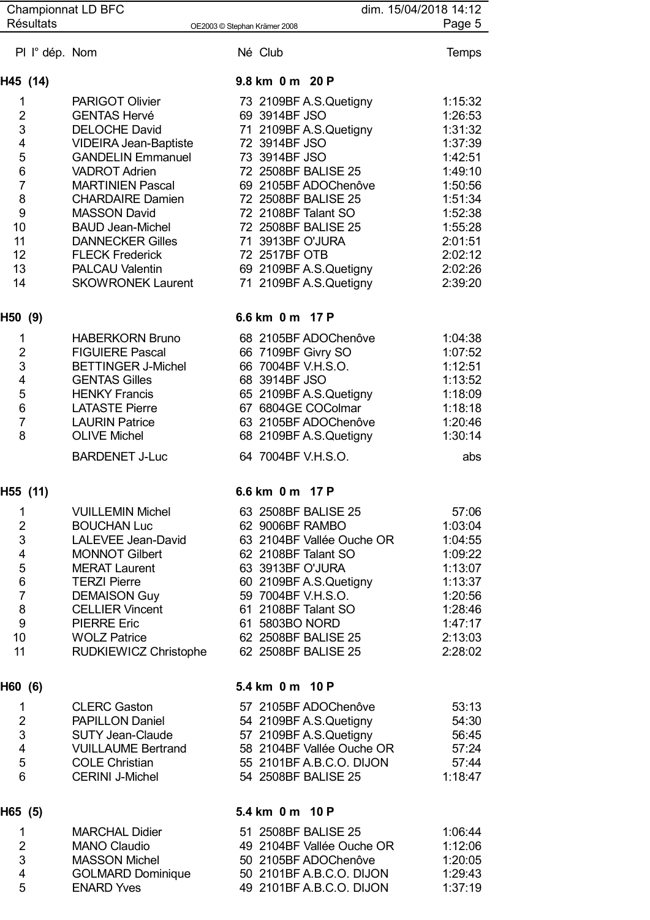| Pl | I° dép. | Nom | Né | Club | Temps |
|---|---|---|---|---|---|
| **H45 (14)** | | | **9.8 km 0 m 20 P** | | |
| 1 | | PARIGOT Olivier | 73 | 2109BF A.S.Quetigny | 1:15:32 |
| 2 | | GENTAS Hervé | 69 | 3914BF JSO | 1:26:53 |
| 3 | | DELOCHE David | 71 | 2109BF A.S.Quetigny | 1:31:32 |
| 4 | | VIDEIRA Jean-Baptiste | 72 | 3914BF JSO | 1:37:39 |
| 5 | | GANDELIN Emmanuel | 73 | 3914BF JSO | 1:42:51 |
| 6 | | VADROT Adrien | 72 | 2508BF BALISE 25 | 1:49:10 |
| 7 | | MARTINIEN Pascal | 69 | 2105BF ADOChenôve | 1:50:56 |
| 8 | | CHARDAIRE Damien | 72 | 2508BF BALISE 25 | 1:51:34 |
| 9 | | MASSON David | 72 | 2108BF Talant SO | 1:52:38 |
| 10 | | BAUD Jean-Michel | 72 | 2508BF BALISE 25 | 1:55:28 |
| 11 | | DANNECKER Gilles | 71 | 3913BF O'JURA | 2:01:51 |
| 12 | | FLECK Frederick | 72 | 2517BF OTB | 2:02:12 |
| 13 | | PALCAU Valentin | 69 | 2109BF A.S.Quetigny | 2:02:26 |
| 14 | | SKOWRONEK Laurent | 71 | 2109BF A.S.Quetigny | 2:39:20 |
| **H50 (9)** | | | **6.6 km 0 m 17 P** | | |
| 1 | | HABERKORN Bruno | 68 | 2105BF ADOChenôve | 1:04:38 |
| 2 | | FIGUIERE Pascal | 66 | 7109BF Givry SO | 1:07:52 |
| 3 | | BETTINGER J-Michel | 66 | 7004BF V.H.S.O. | 1:12:51 |
| 4 | | GENTAS Gilles | 68 | 3914BF JSO | 1:13:52 |
| 5 | | HENKY Francis | 65 | 2109BF A.S.Quetigny | 1:18:09 |
| 6 | | LATASTE Pierre | 67 | 6804GE COColmar | 1:18:18 |
| 7 | | LAURIN Patrice | 63 | 2105BF ADOChenôve | 1:20:46 |
| 8 | | OLIVE Michel | 68 | 2109BF A.S.Quetigny | 1:30:14 |
| | | BARDENET J-Luc | 64 | 7004BF V.H.S.O. | abs |
| **H55 (11)** | | | **6.6 km 0 m 17 P** | | |
| 1 | | VUILLEMIN Michel | 63 | 2508BF BALISE 25 | 57:06 |
| 2 | | BOUCHAN Luc | 62 | 9006BF RAMBO | 1:03:04 |
| 3 | | LALEVEE Jean-David | 63 | 2104BF Vallée Ouche OR | 1:04:55 |
| 4 | | MONNOT Gilbert | 62 | 2108BF Talant SO | 1:09:22 |
| 5 | | MERAT Laurent | 63 | 3913BF O'JURA | 1:13:07 |
| 6 | | TERZI Pierre | 60 | 2109BF A.S.Quetigny | 1:13:37 |
| 7 | | DEMAISON Guy | 59 | 7004BF V.H.S.O. | 1:20:56 |
| 8 | | CELLIER Vincent | 61 | 2108BF Talant SO | 1:28:46 |
| 9 | | PIERRE Eric | 61 | 5803BO NORD | 1:47:17 |
| 10 | | WOLZ Patrice | 62 | 2508BF BALISE 25 | 2:13:03 |
| 11 | | RUDKIEWICZ Christophe | 62 | 2508BF BALISE 25 | 2:28:02 |
| **H60 (6)** | | | **5.4 km 0 m 10 P** | | |
| 1 | | CLERC Gaston | 57 | 2105BF ADOChenôve | 53:13 |
| 2 | | PAPILLON Daniel | 54 | 2109BF A.S.Quetigny | 54:30 |
| 3 | | SUTY Jean-Claude | 57 | 2109BF A.S.Quetigny | 56:45 |
| 4 | | VUILLAUME Bertrand | 58 | 2104BF Vallée Ouche OR | 57:24 |
| 5 | | COLE Christian | 55 | 2101BF A.B.C.O. DIJON | 57:44 |
| 6 | | CERINI J-Michel | 54 | 2508BF BALISE 25 | 1:18:47 |
| **H65 (5)** | | | **5.4 km 0 m 10 P** | | |
| 1 | | MARCHAL Didier | 51 | 2508BF BALISE 25 | 1:06:44 |
| 2 | | MANO Claudio | 49 | 2104BF Vallée Ouche OR | 1:12:06 |
| 3 | | MASSON Michel | 50 | 2105BF ADOChenôve | 1:20:05 |
| 4 | | GOLMARD Dominique | 50 | 2101BF A.B.C.O. DIJON | 1:29:43 |
| 5 | | ENARD Yves | 49 | 2101BF A.B.C.O. DIJON | 1:37:19 |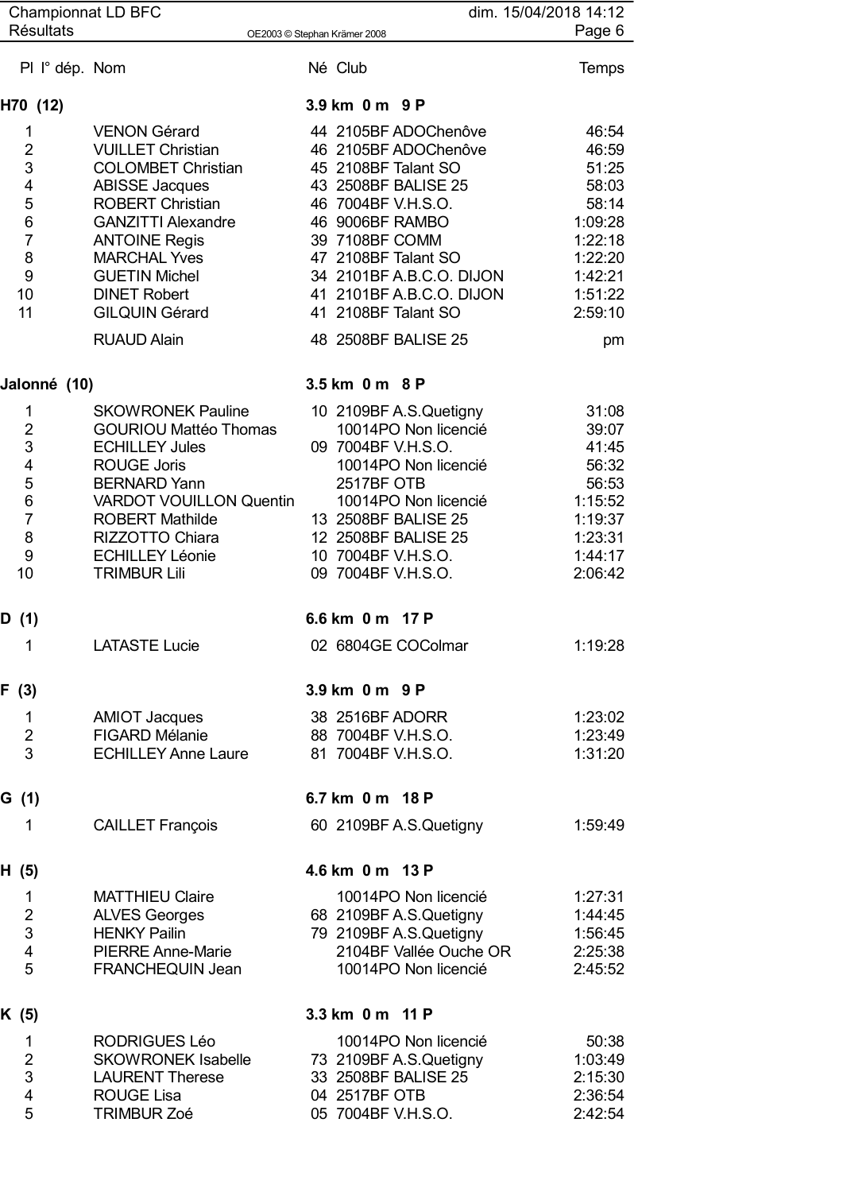| Pl | I° dép. | Nom | Né | Club | Temps |
|---|---|---|---|---|---|

**H70 (12)** — 3.9 km 0 m 9 P

| Pl | I° dép. | Nom | Né | Club | Temps |
|---|---|---|---|---|---|
| 1 | | VENON Gérard | 44 | 2105BF ADOChenôve | 46:54 |
| 2 | | VUILLET Christian | 46 | 2105BF ADOChenôve | 46:59 |
| 3 | | COLOMBET Christian | 45 | 2108BF Talant SO | 51:25 |
| 4 | | ABISSE Jacques | 43 | 2508BF BALISE 25 | 58:03 |
| 5 | | ROBERT Christian | 46 | 7004BF V.H.S.O. | 58:14 |
| 6 | | GANZITTI Alexandre | 46 | 9006BF RAMBO | 1:09:28 |
| 7 | | ANTOINE Regis | 39 | 7108BF COMM | 1:22:18 |
| 8 | | MARCHAL Yves | 47 | 2108BF Talant SO | 1:22:20 |
| 9 | | GUETIN Michel | 34 | 2101BF A.B.C.O. DIJON | 1:42:21 |
| 10 | | DINET Robert | 41 | 2101BF A.B.C.O. DIJON | 1:51:22 |
| 11 | | GILQUIN Gérard | 41 | 2108BF Talant SO | 2:59:10 |
| | | RUAUD Alain | 48 | 2508BF BALISE 25 | pm |

**Jalonné (10)** — 3.5 km 0 m 8 P

| Pl | I° dép. | Nom | Né | Club | Temps |
|---|---|---|---|---|---|
| 1 | | SKOWRONEK Pauline | 10 | 2109BF A.S.Quetigny | 31:08 |
| 2 | | GOURIOU Mattéo Thomas | | 10014PO Non licencié | 39:07 |
| 3 | | ECHILLEY Jules | 09 | 7004BF V.H.S.O. | 41:45 |
| 4 | | ROUGE Joris | | 10014PO Non licencié | 56:32 |
| 5 | | BERNARD Yann | | 2517BF OTB | 56:53 |
| 6 | | VARDOT VOUILLON Quentin | | 10014PO Non licencié | 1:15:52 |
| 7 | | ROBERT Mathilde | 13 | 2508BF BALISE 25 | 1:19:37 |
| 8 | | RIZZOTTO Chiara | 12 | 2508BF BALISE 25 | 1:23:31 |
| 9 | | ECHILLEY Léonie | 10 | 7004BF V.H.S.O. | 1:44:17 |
| 10 | | TRIMBUR Lili | 09 | 7004BF V.H.S.O. | 2:06:42 |

**D (1)** — 6.6 km 0 m 17 P

| Pl | I° dép. | Nom | Né | Club | Temps |
|---|---|---|---|---|---|
| 1 | | LATASTE Lucie | 02 | 6804GE COColmar | 1:19:28 |

**F (3)** — 3.9 km 0 m 9 P

| Pl | I° dép. | Nom | Né | Club | Temps |
|---|---|---|---|---|---|
| 1 | | AMIOT Jacques | 38 | 2516BF ADORR | 1:23:02 |
| 2 | | FIGARD Mélanie | 88 | 7004BF V.H.S.O. | 1:23:49 |
| 3 | | ECHILLEY Anne Laure | 81 | 7004BF V.H.S.O. | 1:31:20 |

**G (1)** — 6.7 km 0 m 18 P

| Pl | I° dép. | Nom | Né | Club | Temps |
|---|---|---|---|---|---|
| 1 | | CAILLET François | 60 | 2109BF A.S.Quetigny | 1:59:49 |

**H (5)** — 4.6 km 0 m 13 P

| Pl | I° dép. | Nom | Né | Club | Temps |
|---|---|---|---|---|---|
| 1 | | MATTHIEU Claire | | 10014PO Non licencié | 1:27:31 |
| 2 | | ALVES Georges | 68 | 2109BF A.S.Quetigny | 1:44:45 |
| 3 | | HENKY Pailin | 79 | 2109BF A.S.Quetigny | 1:56:45 |
| 4 | | PIERRE Anne-Marie | | 2104BF Vallée Ouche OR | 2:25:38 |
| 5 | | FRANCHEQUIN Jean | | 10014PO Non licencié | 2:45:52 |

**K (5)** — 3.3 km 0 m 11 P

| Pl | I° dép. | Nom | Né | Club | Temps |
|---|---|---|---|---|---|
| 1 | | RODRIGUES Léo | | 10014PO Non licencié | 50:38 |
| 2 | | SKOWRONEK Isabelle | 73 | 2109BF A.S.Quetigny | 1:03:49 |
| 3 | | LAURENT Therese | 33 | 2508BF BALISE 25 | 2:15:30 |
| 4 | | ROUGE Lisa | 04 | 2517BF OTB | 2:36:54 |
| 5 | | TRIMBUR Zoé | 05 | 7004BF V.H.S.O. | 2:42:54 |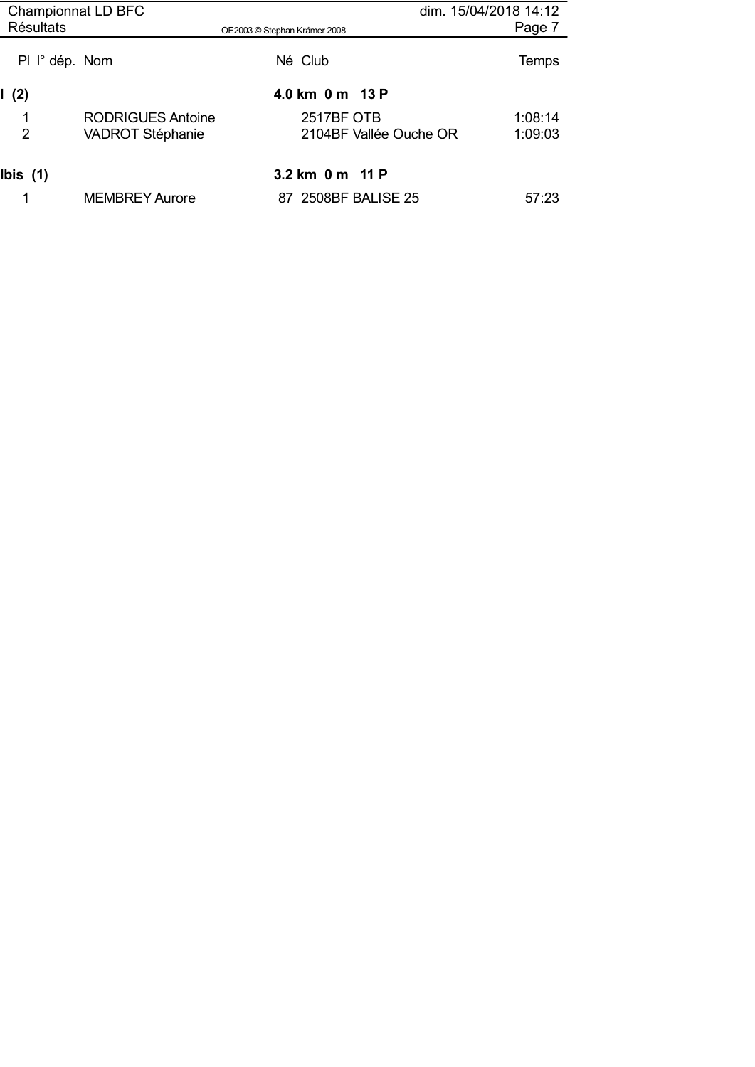| Pl | I° dép. | Nom | Né | Club | Temps |
|---|---|---|---|---|---|
| **I (2)** | | | | **4.0 km 0 m 13 P** | |
| 1 | | RODRIGUES Antoine | | 2517BF OTB | 1:08:14 |
| 2 | | VADROT Stéphanie | | 2104BF Vallée Ouche OR | 1:09:03 |
| **Ibis (1)** | | | | **3.2 km 0 m 11 P** | |
| 1 | | MEMBREY Aurore | 87 | 2508BF BALISE 25 | 57:23 |